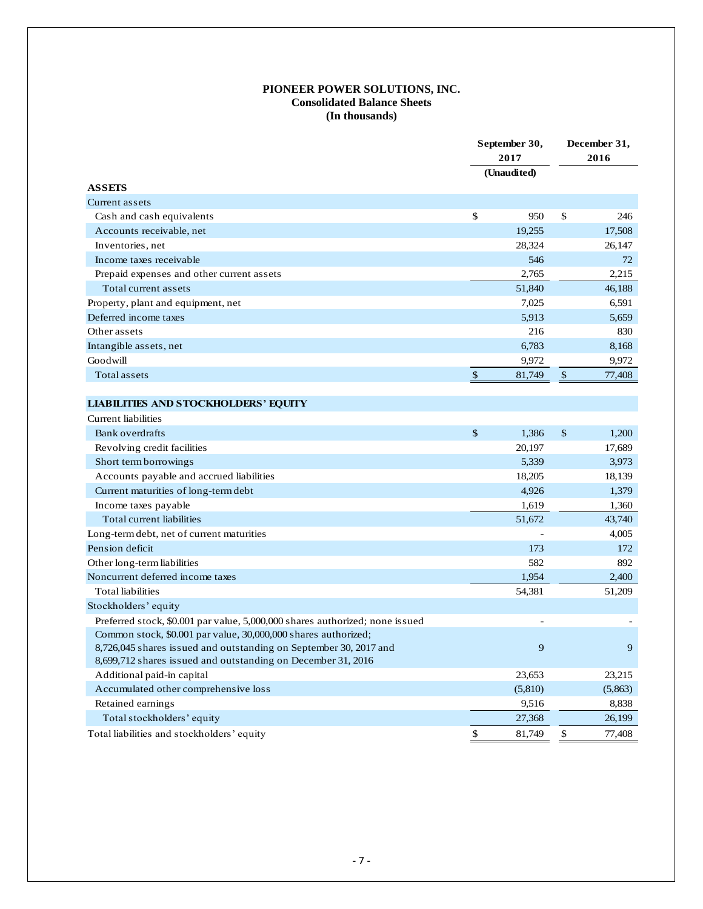**PIONEER POWER SOLUTIONS, INC.**
**Consolidated Balance Sheets**
**(In thousands)**

| | September 30, 2017 | December 31, 2016 |
|---|---|---|
| | (Unaudited) | |
| **ASSETS** | | |
| Current assets | | |
| Cash and cash equivalents | $ 950 | $ 246 |
| Accounts receivable, net | 19,255 | 17,508 |
| Inventories, net | 28,324 | 26,147 |
| Income taxes receivable | 546 | 72 |
| Prepaid expenses and other current assets | 2,765 | 2,215 |
| Total current assets | 51,840 | 46,188 |
| Property, plant and equipment, net | 7,025 | 6,591 |
| Deferred income taxes | 5,913 | 5,659 |
| Other assets | 216 | 830 |
| Intangible assets, net | 6,783 | 8,168 |
| Goodwill | 9,972 | 9,972 |
| Total assets | $ 81,749 | $ 77,408 |
| | | |
| **LIABILITIES AND STOCKHOLDERS' EQUITY** | | |
| Current liabilities | | |
| Bank overdrafts | $ 1,386 | $ 1,200 |
| Revolving credit facilities | 20,197 | 17,689 |
| Short term borrowings | 5,339 | 3,973 |
| Accounts payable and accrued liabilities | 18,205 | 18,139 |
| Current maturities of long-term debt | 4,926 | 1,379 |
| Income taxes payable | 1,619 | 1,360 |
| Total current liabilities | 51,672 | 43,740 |
| Long-term debt, net of current maturities | - | 4,005 |
| Pension deficit | 173 | 172 |
| Other long-term liabilities | 582 | 892 |
| Noncurrent deferred income taxes | 1,954 | 2,400 |
| Total liabilities | 54,381 | 51,209 |
| Stockholders' equity | | |
| Preferred stock, $0.001 par value, 5,000,000 shares authorized; none issued | - | - |
| Common stock, $0.001 par value, 30,000,000 shares authorized; 8,726,045 shares issued and outstanding on September 30, 2017 and 8,699,712 shares issued and outstanding on December 31, 2016 | 9 | 9 |
| Additional paid-in capital | 23,653 | 23,215 |
| Accumulated other comprehensive loss | (5,810) | (5,863) |
| Retained earnings | 9,516 | 8,838 |
| Total stockholders' equity | 27,368 | 26,199 |
| Total liabilities and stockholders' equity | $ 81,749 | $ 77,408 |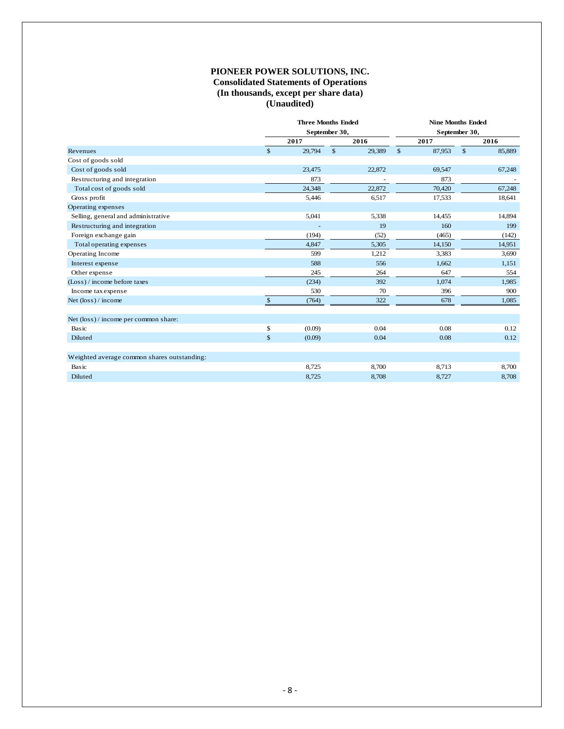# PIONEER POWER SOLUTIONS, INC.
## Consolidated Statements of Operations
## (In thousands, except per share data)
## (Unaudited)

| | Three Months Ended September 30, | | Nine Months Ended September 30, | |
|---|---|---|---|---|
| | 2017 | 2016 | 2017 | 2016 |
| Revenues | $ 29,794 | $ 29,389 | $ 87,953 | $ 85,889 |
| Cost of goods sold | | | | |
| Cost of goods sold | 23,475 | 22,872 | 69,547 | 67,248 |
| Restructuring and integration | 873 | - | 873 | - |
| Total cost of goods sold | 24,348 | 22,872 | 70,420 | 67,248 |
| Gross profit | 5,446 | 6,517 | 17,533 | 18,641 |
| Operating expenses | | | | |
| Selling, general and administrative | 5,041 | 5,338 | 14,455 | 14,894 |
| Restructuring and integration | - | 19 | 160 | 199 |
| Foreign exchange gain | (194) | (52) | (465) | (142) |
| Total operating expenses | 4,847 | 5,305 | 14,150 | 14,951 |
| Operating Income | 599 | 1,212 | 3,383 | 3,690 |
| Interest expense | 588 | 556 | 1,662 | 1,151 |
| Other expense | 245 | 264 | 647 | 554 |
| (Loss) / income before taxes | (234) | 392 | 1,074 | 1,985 |
| Income tax expense | 530 | 70 | 396 | 900 |
| Net (loss) / income | $ (764) | 322 | 678 | 1,085 |
| | | | | |
| Net (loss) / income per common share: | | | | |
| Basic | $ (0.09) | 0.04 | 0.08 | 0.12 |
| Diluted | $ (0.09) | 0.04 | 0.08 | 0.12 |
| | | | | |
| Weighted average common shares outstanding: | | | | |
| Basic | 8,725 | 8,700 | 8,713 | 8,700 |
| Diluted | 8,725 | 8,708 | 8,727 | 8,708 |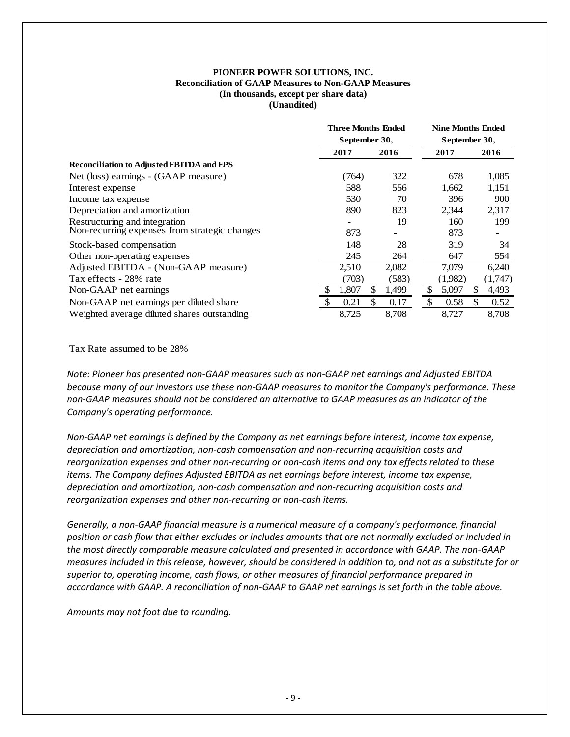**PIONEER POWER SOLUTIONS, INC.**
**Reconciliation of GAAP Measures to Non-GAAP Measures**
**(In thousands, except per share data)**
**(Unaudited)**

| | Three Months Ended September 30, | | Nine Months Ended September 30, | |
|---|---|---|---|---|
| | **2017** | **2016** | **2017** | **2016** |
| **Reconciliation to Adjusted EBITDA and EPS** | | | | |
| Net (loss) earnings - (GAAP measure) | (764) | 322 | 678 | 1,085 |
| Interest expense | 588 | 556 | 1,662 | 1,151 |
| Income tax expense | 530 | 70 | 396 | 900 |
| Depreciation and amortization | 890 | 823 | 2,344 | 2,317 |
| Restructuring and integration | - | 19 | 160 | 199 |
| Non-recurring expenses from strategic changes | 873 | - | 873 | - |
| Stock-based compensation | 148 | 28 | 319 | 34 |
| Other non-operating expenses | 245 | 264 | 647 | 554 |
| Adjusted EBITDA - (Non-GAAP measure) | 2,510 | 2,082 | 7,079 | 6,240 |
| Tax effects - 28% rate | (703) | (583) | (1,982) | (1,747) |
| Non-GAAP net earnings | $ 1,807 | $ 1,499 | $ 5,097 | $ 4,493 |
| Non-GAAP net earnings per diluted share | $ 0.21 | $ 0.17 | $ 0.58 | $ 0.52 |
| Weighted average diluted shares outstanding | 8,725 | 8,708 | 8,727 | 8,708 |

Tax Rate assumed to be 28%

*Note: Pioneer has presented non-GAAP measures such as non-GAAP net earnings and Adjusted EBITDA because many of our investors use these non-GAAP measures to monitor the Company's performance. These non-GAAP measures should not be considered an alternative to GAAP measures as an indicator of the Company's operating performance.*

*Non-GAAP net earnings is defined by the Company as net earnings before interest, income tax expense, depreciation and amortization, non-cash compensation and non-recurring acquisition costs and reorganization expenses and other non-recurring or non-cash items and any tax effects related to these items. The Company defines Adjusted EBITDA as net earnings before interest, income tax expense, depreciation and amortization, non-cash compensation and non-recurring acquisition costs and reorganization expenses and other non-recurring or non-cash items.*

*Generally, a non-GAAP financial measure is a numerical measure of a company's performance, financial position or cash flow that either excludes or includes amounts that are not normally excluded or included in the most directly comparable measure calculated and presented in accordance with GAAP. The non-GAAP measures included in this release, however, should be considered in addition to, and not as a substitute for or superior to, operating income, cash flows, or other measures of financial performance prepared in accordance with GAAP. A reconciliation of non-GAAP to GAAP net earnings is set forth in the table above.*

*Amounts may not foot due to rounding.*